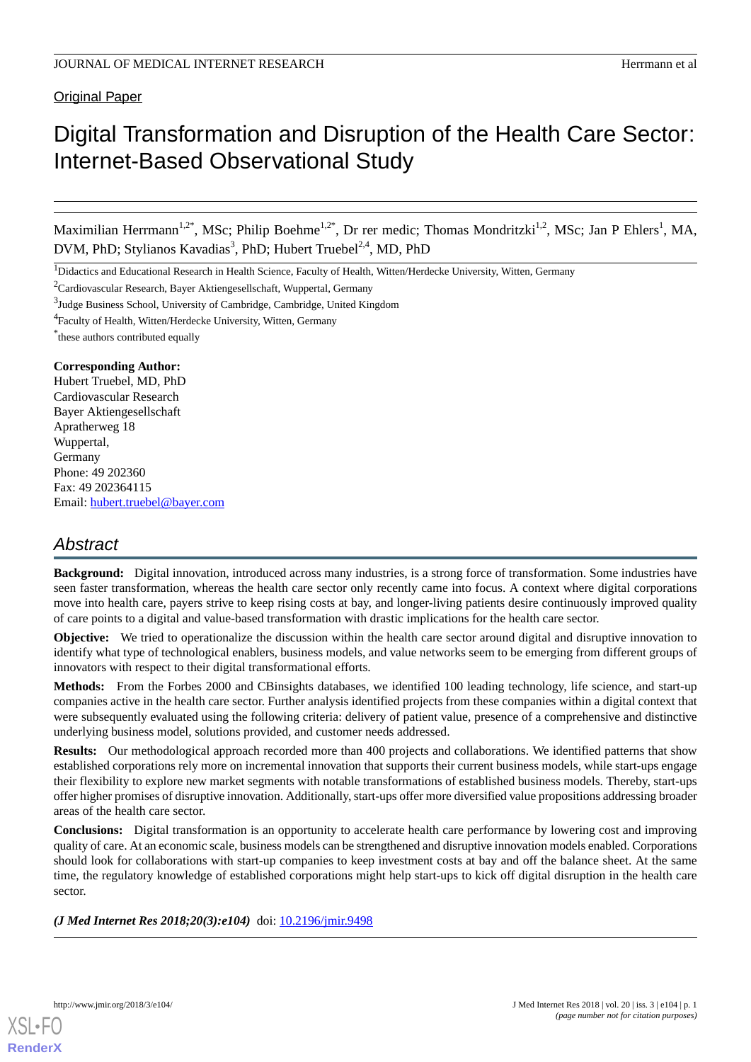Original Paper

# Digital Transformation and Disruption of the Health Care Sector: Internet-Based Observational Study

Maximilian Herrmann[1,2*], MSc; Philip Boehme[1,2*], Dr rer medic; Thomas Mondritzki[1,2], MSc; Jan P Ehlers[1], MA, DVM, PhD; Stylianos Kavadias[3], PhD; Hubert Truebel[2,4], MD, PhD

[1]Didactics and Educational Research in Health Science, Faculty of Health, Witten/Herdecke University, Witten, Germany

[2]Cardiovascular Research, Bayer Aktiengesellschaft, Wuppertal, Germany

[3]Judge Business School, University of Cambridge, Cambridge, United Kingdom

[4]Faculty of Health, Witten/Herdecke University, Witten, Germany

[*]these authors contributed equally

**Corresponding Author:**
Hubert Truebel, MD, PhD
Cardiovascular Research
Bayer Aktiengesellschaft
Apratherweg 18
Wuppertal,
Germany
Phone: 49 202360
Fax: 49 202364115
Email: hubert.truebel@bayer.com

## Abstract

**Background:** Digital innovation, introduced across many industries, is a strong force of transformation. Some industries have seen faster transformation, whereas the health care sector only recently came into focus. A context where digital corporations move into health care, payers strive to keep rising costs at bay, and longer-living patients desire continuously improved quality of care points to a digital and value-based transformation with drastic implications for the health care sector.

**Objective:** We tried to operationalize the discussion within the health care sector around digital and disruptive innovation to identify what type of technological enablers, business models, and value networks seem to be emerging from different groups of innovators with respect to their digital transformational efforts.

**Methods:** From the Forbes 2000 and CBinsights databases, we identified 100 leading technology, life science, and start-up companies active in the health care sector. Further analysis identified projects from these companies within a digital context that were subsequently evaluated using the following criteria: delivery of patient value, presence of a comprehensive and distinctive underlying business model, solutions provided, and customer needs addressed.

**Results:** Our methodological approach recorded more than 400 projects and collaborations. We identified patterns that show established corporations rely more on incremental innovation that supports their current business models, while start-ups engage their flexibility to explore new market segments with notable transformations of established business models. Thereby, start-ups offer higher promises of disruptive innovation. Additionally, start-ups offer more diversified value propositions addressing broader areas of the health care sector.

**Conclusions:** Digital transformation is an opportunity to accelerate health care performance by lowering cost and improving quality of care. At an economic scale, business models can be strengthened and disruptive innovation models enabled. Corporations should look for collaborations with start-up companies to keep investment costs at bay and off the balance sheet. At the same time, the regulatory knowledge of established corporations might help start-ups to kick off digital disruption in the health care sector.

***(J Med Internet Res 2018;20(3):e104)*** doi: 10.2196/jmir.9498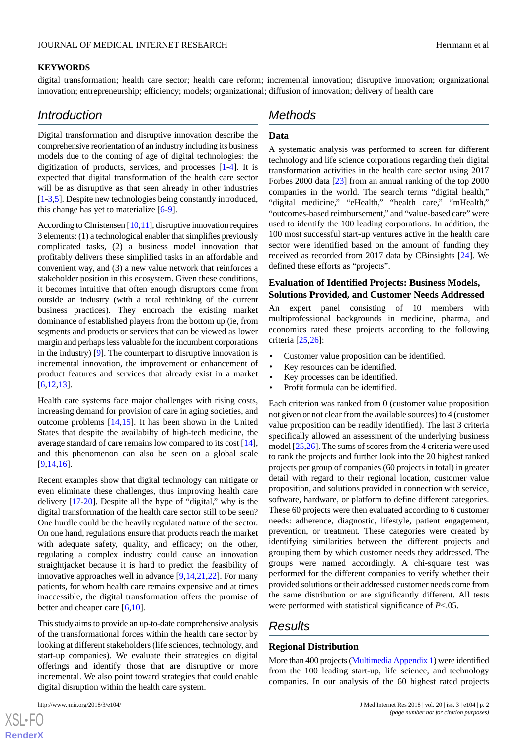**KEYWORDS**

digital transformation; health care sector; health care reform; incremental innovation; disruptive innovation; organizational innovation; entrepreneurship; efficiency; models; organizational; diffusion of innovation; delivery of health care

## Introduction

Digital transformation and disruptive innovation describe the comprehensive reorientation of an industry including its business models due to the coming of age of digital technologies: the digitization of products, services, and processes [1-4]. It is expected that digital transformation of the health care sector will be as disruptive as that seen already in other industries [1-3,5]. Despite new technologies being constantly introduced, this change has yet to materialize [6-9].

According to Christensen [10,11], disruptive innovation requires 3 elements: (1) a technological enabler that simplifies previously complicated tasks, (2) a business model innovation that profitably delivers these simplified tasks in an affordable and convenient way, and (3) a new value network that reinforces a stakeholder position in this ecosystem. Given these conditions, it becomes intuitive that often enough disruptors come from outside an industry (with a total rethinking of the current business practices). They encroach the existing market dominance of established players from the bottom up (ie, from segments and products or services that can be viewed as lower margin and perhaps less valuable for the incumbent corporations in the industry) [9]. The counterpart to disruptive innovation is incremental innovation, the improvement or enhancement of product features and services that already exist in a market [6,12,13].

Health care systems face major challenges with rising costs, increasing demand for provision of care in aging societies, and outcome problems [14,15]. It has been shown in the United States that despite the availabilty of high-tech medicine, the average standard of care remains low compared to its cost [14], and this phenomenon can also be seen on a global scale [9,14,16].

Recent examples show that digital technology can mitigate or even eliminate these challenges, thus improving health care delivery [17-20]. Despite the hype of "digital," why is the digital transformation of the health care sector still to be seen? One hurdle could be the heavily regulated nature of the sector. On one hand, regulations ensure that products reach the market with adequate safety, quality, and efficacy; on the other, regulating a complex industry could cause an innovation straightjacket because it is hard to predict the feasibility of innovative approaches well in advance [9,14,21,22]. For many patients, for whom health care remains expensive and at times inaccessible, the digital transformation offers the promise of better and cheaper care [6,10].

This study aims to provide an up-to-date comprehensive analysis of the transformational forces within the health care sector by looking at different stakeholders (life sciences, technology, and start-up companies). We evaluate their strategies on digital offerings and identify those that are disruptive or more incremental. We also point toward strategies that could enable digital disruption within the health care system.

## Methods

### Data

A systematic analysis was performed to screen for different technology and life science corporations regarding their digital transformation activities in the health care sector using 2017 Forbes 2000 data [23] from an annual ranking of the top 2000 companies in the world. The search terms "digital health," "digital medicine," "eHealth," "health care," "mHealth," "outcomes-based reimbursement," and "value-based care" were used to identify the 100 leading corporations. In addition, the 100 most successful start-up ventures active in the health care sector were identified based on the amount of funding they received as recorded from 2017 data by CBinsights [24]. We defined these efforts as "projects".

### Evaluation of Identified Projects: Business Models, Solutions Provided, and Customer Needs Addressed

An expert panel consisting of 10 members with multiprofessional backgrounds in medicine, pharma, and economics rated these projects according to the following criteria [25,26]:

- Customer value proposition can be identified.
- Key resources can be identified.
- Key processes can be identified.
- Profit formula can be identified.

Each criterion was ranked from 0 (customer value proposition not given or not clear from the available sources) to 4 (customer value proposition can be readily identified). The last 3 criteria specifically allowed an assessment of the underlying business model [25,26]. The sums of scores from the 4 criteria were used to rank the projects and further look into the 20 highest ranked projects per group of companies (60 projects in total) in greater detail with regard to their regional location, customer value proposition, and solutions provided in connection with service, software, hardware, or platform to define different categories. These 60 projects were then evaluated according to 6 customer needs: adherence, diagnostic, lifestyle, patient engagement, prevention, or treatment. These categories were created by identifying similarities between the different projects and grouping them by which customer needs they addressed. The groups were named accordingly. A chi-square test was performed for the different companies to verify whether their provided solutions or their addressed customer needs come from the same distribution or are significantly different. All tests were performed with statistical significance of $P<.05$.

## Results

### Regional Distribution

More than 400 projects (Multimedia Appendix 1) were identified from the 100 leading start-up, life science, and technology companies. In our analysis of the 60 highest rated projects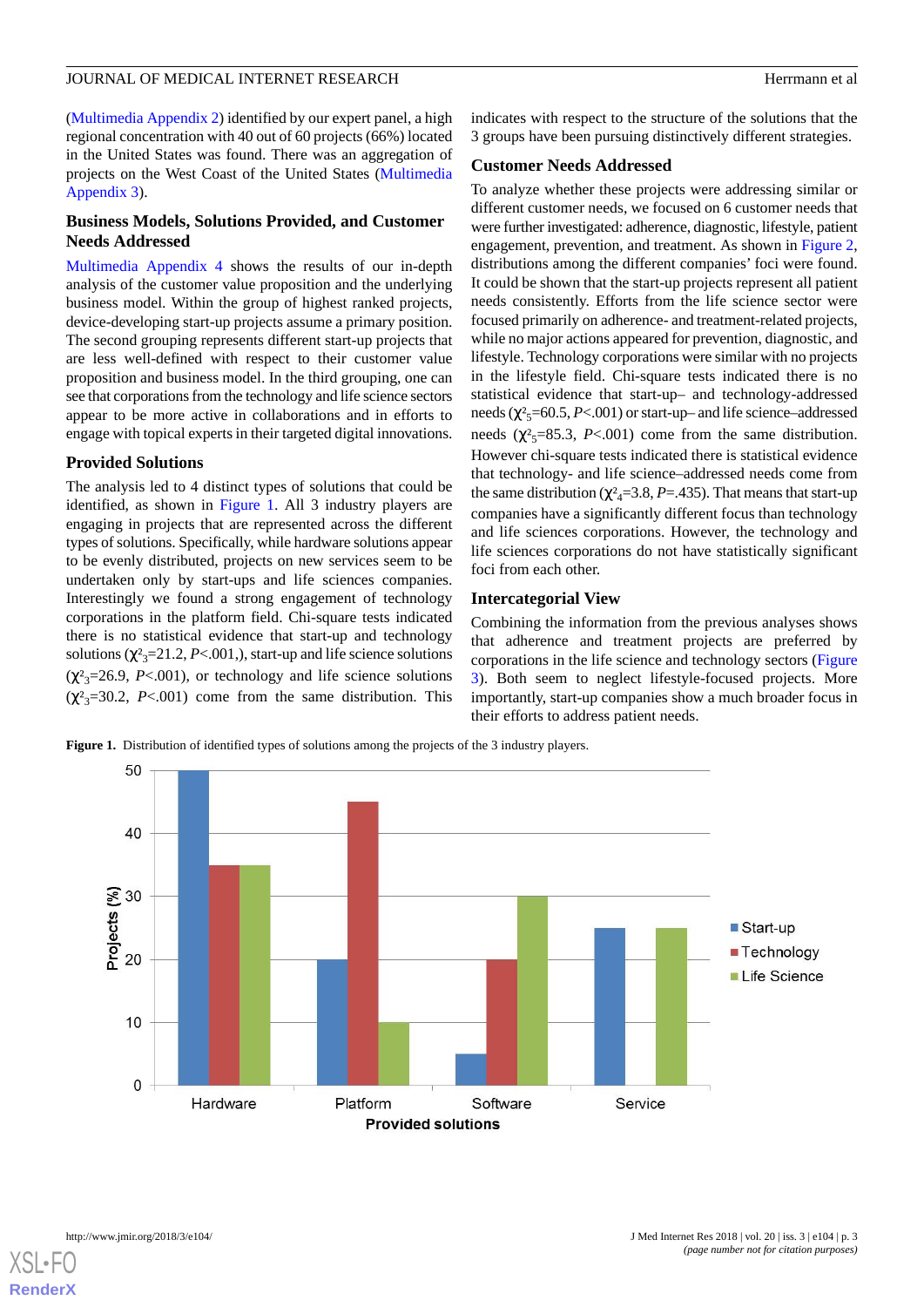(Multimedia Appendix 2) identified by our expert panel, a high regional concentration with 40 out of 60 projects (66%) located in the United States was found. There was an aggregation of projects on the West Coast of the United States (Multimedia Appendix 3).

## Business Models, Solutions Provided, and Customer Needs Addressed

Multimedia Appendix 4 shows the results of our in-depth analysis of the customer value proposition and the underlying business model. Within the group of highest ranked projects, device-developing start-up projects assume a primary position. The second grouping represents different start-up projects that are less well-defined with respect to their customer value proposition and business model. In the third grouping, one can see that corporations from the technology and life science sectors appear to be more active in collaborations and in efforts to engage with topical experts in their targeted digital innovations.

### Provided Solutions

The analysis led to 4 distinct types of solutions that could be identified, as shown in Figure 1. All 3 industry players are engaging in projects that are represented across the different types of solutions. Specifically, while hardware solutions appear to be evenly distributed, projects on new services seem to be undertaken only by start-ups and life sciences companies. Interestingly we found a strong engagement of technology corporations in the platform field. Chi-square tests indicated there is no statistical evidence that start-up and technology solutions ($\chi^2_3$=21.2, $P$<.001,), start-up and life science solutions ($\chi^2_3$=26.9, $P$<.001), or technology and life science solutions ($\chi^2_3$=30.2, $P$<.001) come from the same distribution. This indicates with respect to the structure of the solutions that the 3 groups have been pursuing distinctively different strategies.

### Customer Needs Addressed

To analyze whether these projects were addressing similar or different customer needs, we focused on 6 customer needs that were further investigated: adherence, diagnostic, lifestyle, patient engagement, prevention, and treatment. As shown in Figure 2, distributions among the different companies' foci were found. It could be shown that the start-up projects represent all patient needs consistently. Efforts from the life science sector were focused primarily on adherence- and treatment-related projects, while no major actions appeared for prevention, diagnostic, and lifestyle. Technology corporations were similar with no projects in the lifestyle field. Chi-square tests indicated there is no statistical evidence that start-up– and technology-addressed needs ($\chi^2_5$=60.5, $P$<.001) or start-up– and life science–addressed needs ($\chi^2_5$=85.3, $P$<.001) come from the same distribution. However chi-square tests indicated there is statistical evidence that technology- and life science–addressed needs come from the same distribution ($\chi^2_4$=3.8, $P$=.435). That means that start-up companies have a significantly different focus than technology and life sciences corporations. However, the technology and life sciences corporations do not have statistically significant foci from each other.

### Intercategorial View

Combining the information from the previous analyses shows that adherence and treatment projects are preferred by corporations in the life science and technology sectors (Figure 3). Both seem to neglect lifestyle-focused projects. More importantly, start-up companies show a much broader focus in their efforts to address patient needs.

**Figure 1.** Distribution of identified types of solutions among the projects of the 3 industry players.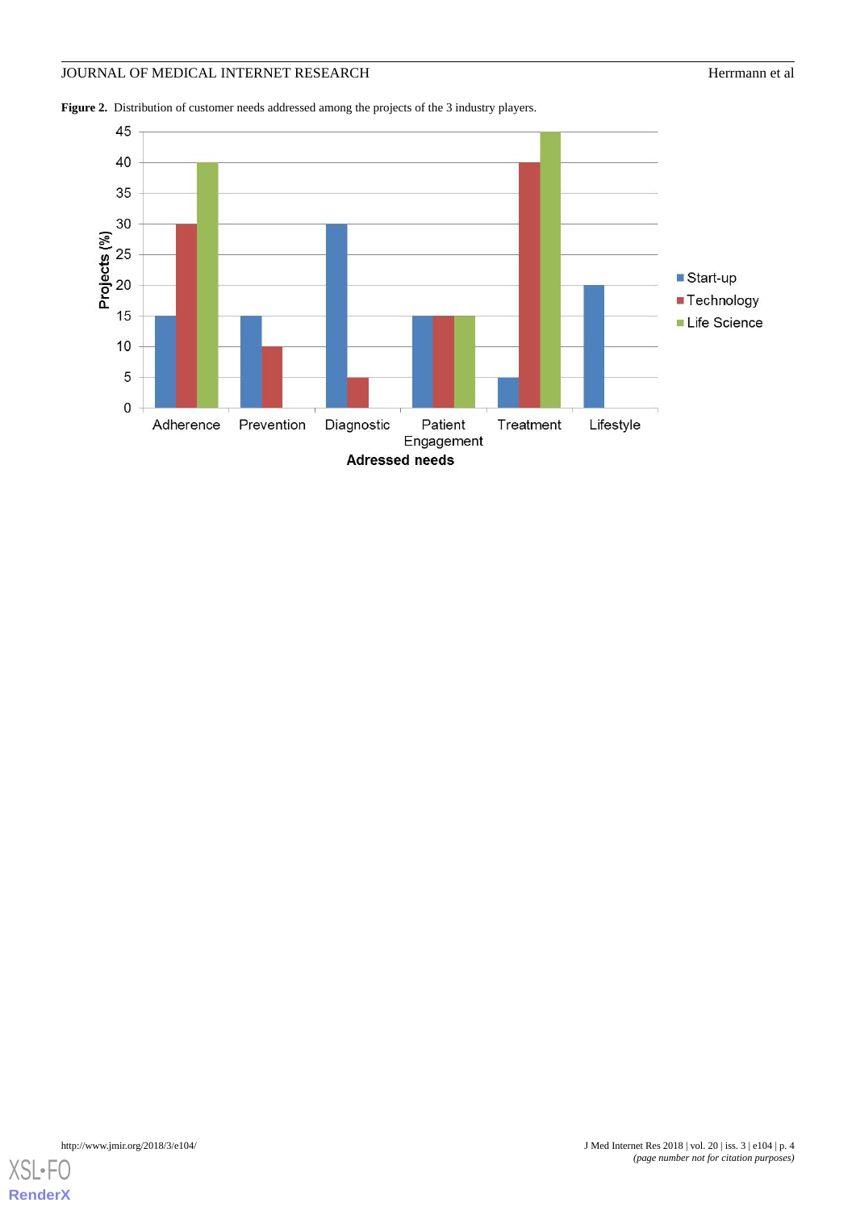**Figure 2.** Distribution of customer needs addressed among the projects of the 3 industry players.

| Adressed needs | Start-up | Technology | Life Science |
|---|---|---|---|
| Adherence | 15 | 30 | 40 |
| Prevention | 15 | 10 | |
| Diagnostic | 30 | 5 | |
| Patient Engagement | 15 | 15 | 15 |
| Treatment | 5 | 40 | 45 |
| Lifestyle | 20 | | |

Projects (%)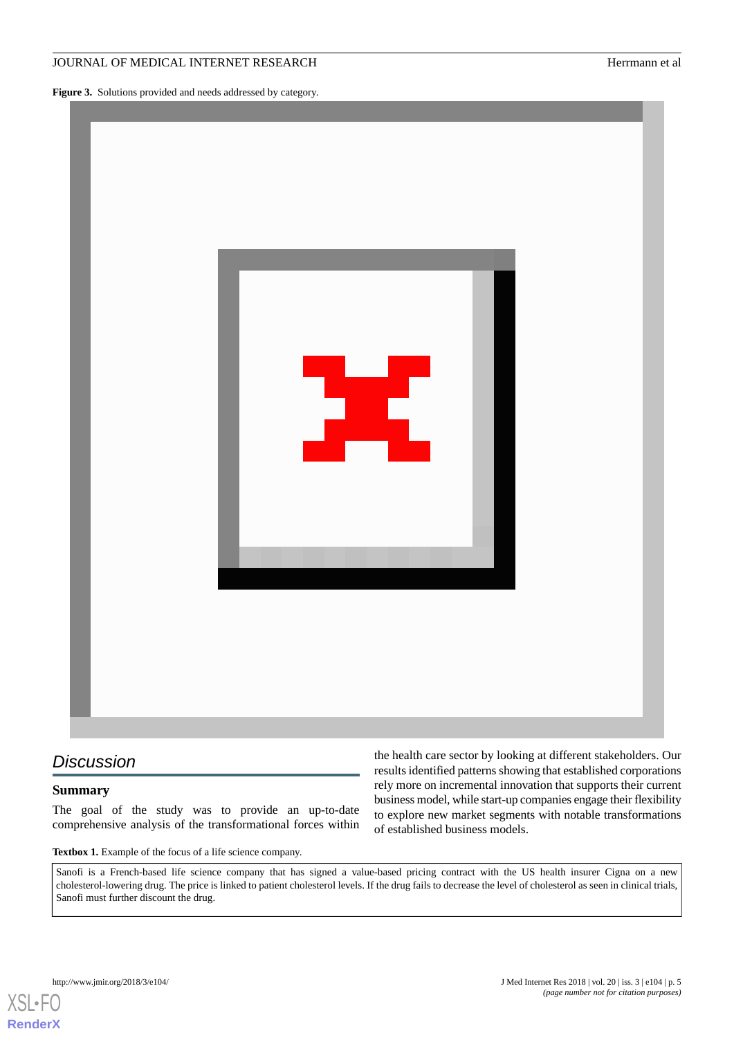**Figure 3.** Solutions provided and needs addressed by category.

## Discussion

### Summary

The goal of the study was to provide an up-to-date comprehensive analysis of the transformational forces within the health care sector by looking at different stakeholders. Our results identified patterns showing that established corporations rely more on incremental innovation that supports their current business model, while start-up companies engage their flexibility to explore new market segments with notable transformations of established business models.

**Textbox 1.** Example of the focus of a life science company.

> Sanofi is a French-based life science company that has signed a value-based pricing contract with the US health insurer Cigna on a new cholesterol-lowering drug. The price is linked to patient cholesterol levels. If the drug fails to decrease the level of cholesterol as seen in clinical trials, Sanofi must further discount the drug.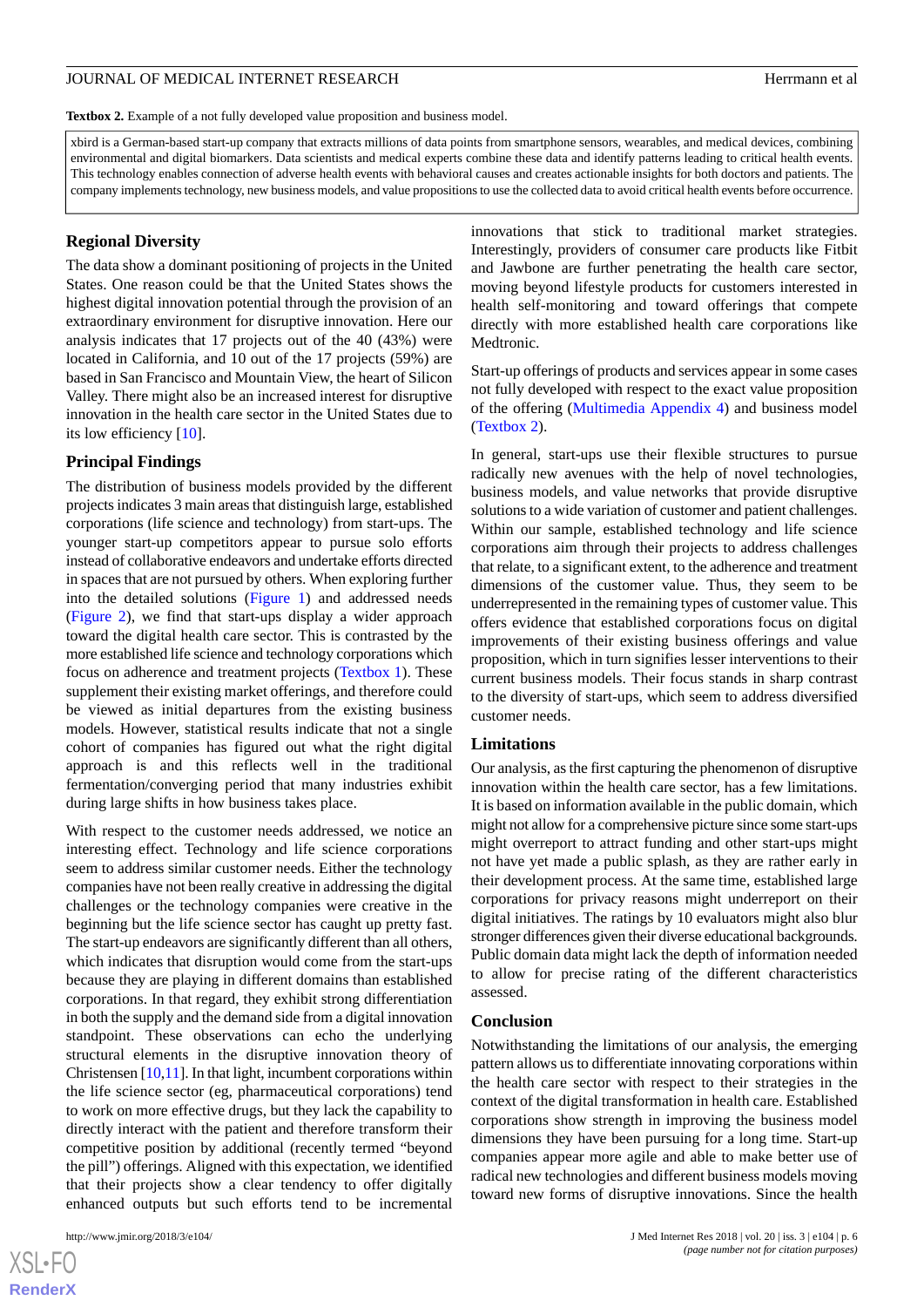**Textbox 2.** Example of a not fully developed value proposition and business model.

xbird is a German-based start-up company that extracts millions of data points from smartphone sensors, wearables, and medical devices, combining environmental and digital biomarkers. Data scientists and medical experts combine these data and identify patterns leading to critical health events. This technology enables connection of adverse health events with behavioral causes and creates actionable insights for both doctors and patients. The company implements technology, new business models, and value propositions to use the collected data to avoid critical health events before occurrence.

### Regional Diversity

The data show a dominant positioning of projects in the United States. One reason could be that the United States shows the highest digital innovation potential through the provision of an extraordinary environment for disruptive innovation. Here our analysis indicates that 17 projects out of the 40 (43%) were located in California, and 10 out of the 17 projects (59%) are based in San Francisco and Mountain View, the heart of Silicon Valley. There might also be an increased interest for disruptive innovation in the health care sector in the United States due to its low efficiency [10].

### Principal Findings

The distribution of business models provided by the different projects indicates 3 main areas that distinguish large, established corporations (life science and technology) from start-ups. The younger start-up competitors appear to pursue solo efforts instead of collaborative endeavors and undertake efforts directed in spaces that are not pursued by others. When exploring further into the detailed solutions (Figure 1) and addressed needs (Figure 2), we find that start-ups display a wider approach toward the digital health care sector. This is contrasted by the more established life science and technology corporations which focus on adherence and treatment projects (Textbox 1). These supplement their existing market offerings, and therefore could be viewed as initial departures from the existing business models. However, statistical results indicate that not a single cohort of companies has figured out what the right digital approach is and this reflects well in the traditional fermentation/converging period that many industries exhibit during large shifts in how business takes place.

With respect to the customer needs addressed, we notice an interesting effect. Technology and life science corporations seem to address similar customer needs. Either the technology companies have not been really creative in addressing the digital challenges or the technology companies were creative in the beginning but the life science sector has caught up pretty fast. The start-up endeavors are significantly different than all others, which indicates that disruption would come from the start-ups because they are playing in different domains than established corporations. In that regard, they exhibit strong differentiation in both the supply and the demand side from a digital innovation standpoint. These observations can echo the underlying structural elements in the disruptive innovation theory of Christensen [10,11]. In that light, incumbent corporations within the life science sector (eg, pharmaceutical corporations) tend to work on more effective drugs, but they lack the capability to directly interact with the patient and therefore transform their competitive position by additional (recently termed "beyond the pill") offerings. Aligned with this expectation, we identified that their projects show a clear tendency to offer digitally enhanced outputs but such efforts tend to be incremental innovations that stick to traditional market strategies. Interestingly, providers of consumer care products like Fitbit and Jawbone are further penetrating the health care sector, moving beyond lifestyle products for customers interested in health self-monitoring and toward offerings that compete directly with more established health care corporations like Medtronic.

Start-up offerings of products and services appear in some cases not fully developed with respect to the exact value proposition of the offering (Multimedia Appendix 4) and business model (Textbox 2).

In general, start-ups use their flexible structures to pursue radically new avenues with the help of novel technologies, business models, and value networks that provide disruptive solutions to a wide variation of customer and patient challenges. Within our sample, established technology and life science corporations aim through their projects to address challenges that relate, to a significant extent, to the adherence and treatment dimensions of the customer value. Thus, they seem to be underrepresented in the remaining types of customer value. This offers evidence that established corporations focus on digital improvements of their existing business offerings and value proposition, which in turn signifies lesser interventions to their current business models. Their focus stands in sharp contrast to the diversity of start-ups, which seem to address diversified customer needs.

### Limitations

Our analysis, as the first capturing the phenomenon of disruptive innovation within the health care sector, has a few limitations. It is based on information available in the public domain, which might not allow for a comprehensive picture since some start-ups might overreport to attract funding and other start-ups might not have yet made a public splash, as they are rather early in their development process. At the same time, established large corporations for privacy reasons might underreport on their digital initiatives. The ratings by 10 evaluators might also blur stronger differences given their diverse educational backgrounds. Public domain data might lack the depth of information needed to allow for precise rating of the different characteristics assessed.

### Conclusion

Notwithstanding the limitations of our analysis, the emerging pattern allows us to differentiate innovating corporations within the health care sector with respect to their strategies in the context of the digital transformation in health care. Established corporations show strength in improving the business model dimensions they have been pursuing for a long time. Start-up companies appear more agile and able to make better use of radical new technologies and different business models moving toward new forms of disruptive innovations. Since the health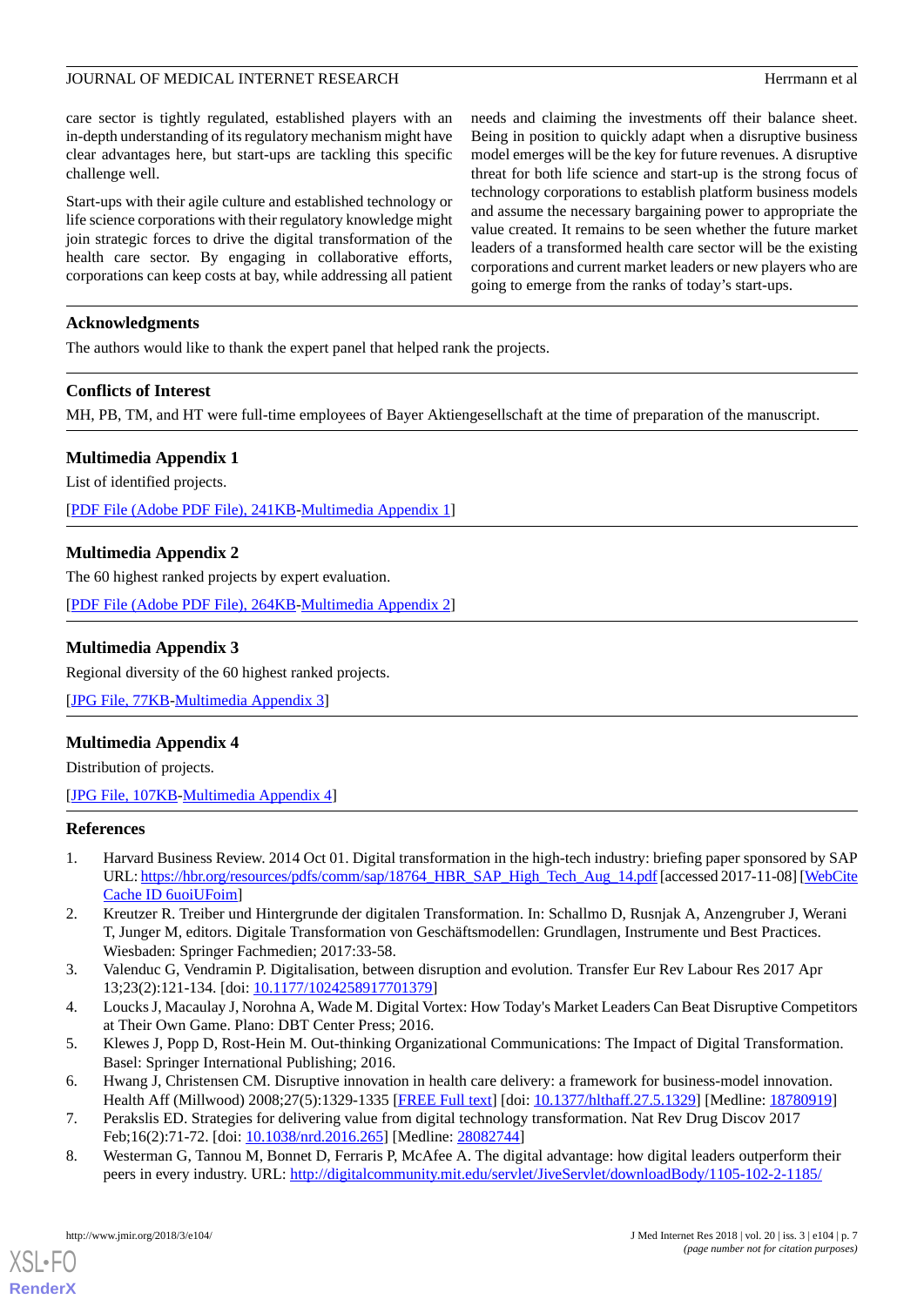care sector is tightly regulated, established players with an in-depth understanding of its regulatory mechanism might have clear advantages here, but start-ups are tackling this specific challenge well.

Start-ups with their agile culture and established technology or life science corporations with their regulatory knowledge might join strategic forces to drive the digital transformation of the health care sector. By engaging in collaborative efforts, corporations can keep costs at bay, while addressing all patient needs and claiming the investments off their balance sheet. Being in position to quickly adapt when a disruptive business model emerges will be the key for future revenues. A disruptive threat for both life science and start-up is the strong focus of technology corporations to establish platform business models and assume the necessary bargaining power to appropriate the value created. It remains to be seen whether the future market leaders of a transformed health care sector will be the existing corporations and current market leaders or new players who are going to emerge from the ranks of today's start-ups.

## Acknowledgments

The authors would like to thank the expert panel that helped rank the projects.

## Conflicts of Interest

MH, PB, TM, and HT were full-time employees of Bayer Aktiengesellschaft at the time of preparation of the manuscript.

## Multimedia Appendix 1

List of identified projects.

[PDF File (Adobe PDF File), 241KB-Multimedia Appendix 1]

## Multimedia Appendix 2

The 60 highest ranked projects by expert evaluation.

[PDF File (Adobe PDF File), 264KB-Multimedia Appendix 2]

## Multimedia Appendix 3

Regional diversity of the 60 highest ranked projects.

[JPG File, 77KB-Multimedia Appendix 3]

## Multimedia Appendix 4

Distribution of projects.

[JPG File, 107KB-Multimedia Appendix 4]

## References

1. Harvard Business Review. 2014 Oct 01. Digital transformation in the high-tech industry: briefing paper sponsored by SAP URL: https://hbr.org/resources/pdfs/comm/sap/18764_HBR_SAP_High_Tech_Aug_14.pdf [accessed 2017-11-08] [WebCite Cache ID 6uoiUFoim]
2. Kreutzer R. Treiber und Hintergrunde der digitalen Transformation. In: Schallmo D, Rusnjak A, Anzengruber J, Werani T, Junger M, editors. Digitale Transformation von Geschäftsmodellen: Grundlagen, Instrumente und Best Practices. Wiesbaden: Springer Fachmedien; 2017:33-58.
3. Valenduc G, Vendramin P. Digitalisation, between disruption and evolution. Transfer Eur Rev Labour Res 2017 Apr 13;23(2):121-134. [doi: 10.1177/1024258917701379]
4. Loucks J, Macaulay J, Norohna A, Wade M. Digital Vortex: How Today's Market Leaders Can Beat Disruptive Competitors at Their Own Game. Plano: DBT Center Press; 2016.
5. Klewes J, Popp D, Rost-Hein M. Out-thinking Organizational Communications: The Impact of Digital Transformation. Basel: Springer International Publishing; 2016.
6. Hwang J, Christensen CM. Disruptive innovation in health care delivery: a framework for business-model innovation. Health Aff (Millwood) 2008;27(5):1329-1335 [FREE Full text] [doi: 10.1377/hlthaff.27.5.1329] [Medline: 18780919]
7. Perakslis ED. Strategies for delivering value from digital technology transformation. Nat Rev Drug Discov 2017 Feb;16(2):71-72. [doi: 10.1038/nrd.2016.265] [Medline: 28082744]
8. Westerman G, Tannou M, Bonnet D, Ferraris P, McAfee A. The digital advantage: how digital leaders outperform their peers in every industry. URL: http://digitalcommunity.mit.edu/servlet/JiveServlet/downloadBody/1105-102-2-1185/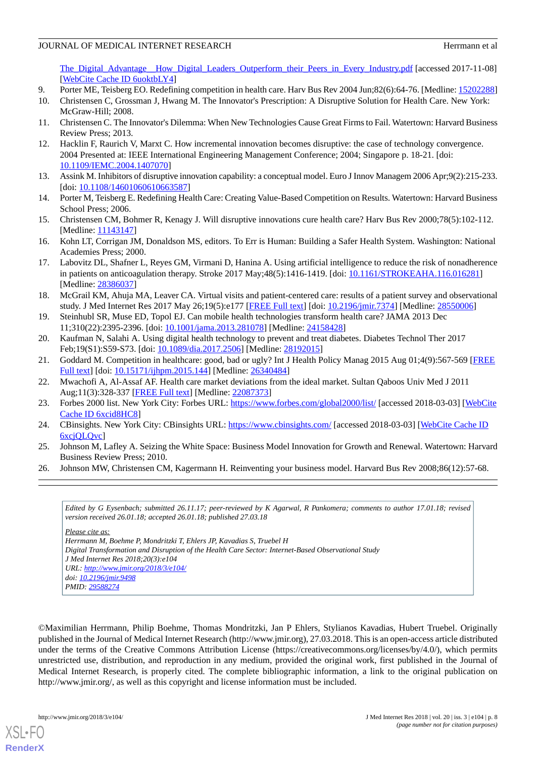The_Digital_Advantage__How_Digital_Leaders_Outperform_their_Peers_in_Every_Industry.pdf [accessed 2017-11-08] [WebCite Cache ID 6uoktbLY4]

9. Porter ME, Teisberg EO. Redefining competition in health care. Harv Bus Rev 2004 Jun;82(6):64-76. [Medline: 15202288]
10. Christensen C, Grossman J, Hwang M. The Innovator's Prescription: A Disruptive Solution for Health Care. New York: McGraw-Hill; 2008.
11. Christensen C. The Innovator's Dilemma: When New Technologies Cause Great Firms to Fail. Watertown: Harvard Business Review Press; 2013.
12. Hacklin F, Raurich V, Marxt C. How incremental innovation becomes disruptive: the case of technology convergence. 2004 Presented at: IEEE International Engineering Management Conference; 2004; Singapore p. 18-21. [doi: 10.1109/IEMC.2004.1407070]
13. Assink M. Inhibitors of disruptive innovation capability: a conceptual model. Euro J Innov Managem 2006 Apr;9(2):215-233. [doi: 10.1108/14601060610663587]
14. Porter M, Teisberg E. Redefining Health Care: Creating Value-Based Competition on Results. Watertown: Harvard Business School Press; 2006.
15. Christensen CM, Bohmer R, Kenagy J. Will disruptive innovations cure health care? Harv Bus Rev 2000;78(5):102-112. [Medline: 11143147]
16. Kohn LT, Corrigan JM, Donaldson MS, editors. To Err is Human: Building a Safer Health System. Washington: National Academies Press; 2000.
17. Labovitz DL, Shafner L, Reyes GM, Virmani D, Hanina A. Using artificial intelligence to reduce the risk of nonadherence in patients on anticoagulation therapy. Stroke 2017 May;48(5):1416-1419. [doi: 10.1161/STROKEAHA.116.016281] [Medline: 28386037]
18. McGrail KM, Ahuja MA, Leaver CA. Virtual visits and patient-centered care: results of a patient survey and observational study. J Med Internet Res 2017 May 26;19(5):e177 [FREE Full text] [doi: 10.2196/jmir.7374] [Medline: 28550006]
19. Steinhubl SR, Muse ED, Topol EJ. Can mobile health technologies transform health care? JAMA 2013 Dec 11;310(22):2395-2396. [doi: 10.1001/jama.2013.281078] [Medline: 24158428]
20. Kaufman N, Salahi A. Using digital health technology to prevent and treat diabetes. Diabetes Technol Ther 2017 Feb;19(S1):S59-S73. [doi: 10.1089/dia.2017.2506] [Medline: 28192015]
21. Goddard M. Competition in healthcare: good, bad or ugly? Int J Health Policy Manag 2015 Aug 01;4(9):567-569 [FREE Full text] [doi: 10.15171/ijhpm.2015.144] [Medline: 26340484]
22. Mwachofi A, Al-Assaf AF. Health care market deviations from the ideal market. Sultan Qaboos Univ Med J 2011 Aug;11(3):328-337 [FREE Full text] [Medline: 22087373]
23. Forbes 2000 list. New York City: Forbes URL: https://www.forbes.com/global2000/list/ [accessed 2018-03-03] [WebCite Cache ID 6xcid8HC8]
24. CBinsights. New York City: CBinsights URL: https://www.cbinsights.com/ [accessed 2018-03-03] [WebCite Cache ID 6xcjQLQvc]
25. Johnson M, Lafley A. Seizing the White Space: Business Model Innovation for Growth and Renewal. Watertown: Harvard Business Review Press; 2010.
26. Johnson MW, Christensen CM, Kagermann H. Reinventing your business model. Harvard Bus Rev 2008;86(12):57-68.

---

*Edited by G Eysenbach; submitted 26.11.17; peer-reviewed by K Agarwal, R Pankomera; comments to author 17.01.18; revised version received 26.01.18; accepted 26.01.18; published 27.03.18*

*Please cite as:*
*Herrmann M, Boehme P, Mondritzki T, Ehlers JP, Kavadias S, Truebel H*
*Digital Transformation and Disruption of the Health Care Sector: Internet-Based Observational Study*
*J Med Internet Res 2018;20(3):e104*
*URL: http://www.jmir.org/2018/3/e104/*
*doi: 10.2196/jmir.9498*
*PMID: 29588274*

©Maximilian Herrmann, Philip Boehme, Thomas Mondritzki, Jan P Ehlers, Stylianos Kavadias, Hubert Truebel. Originally published in the Journal of Medical Internet Research (http://www.jmir.org), 27.03.2018. This is an open-access article distributed under the terms of the Creative Commons Attribution License (https://creativecommons.org/licenses/by/4.0/), which permits unrestricted use, distribution, and reproduction in any medium, provided the original work, first published in the Journal of Medical Internet Research, is properly cited. The complete bibliographic information, a link to the original publication on http://www.jmir.org/, as well as this copyright and license information must be included.